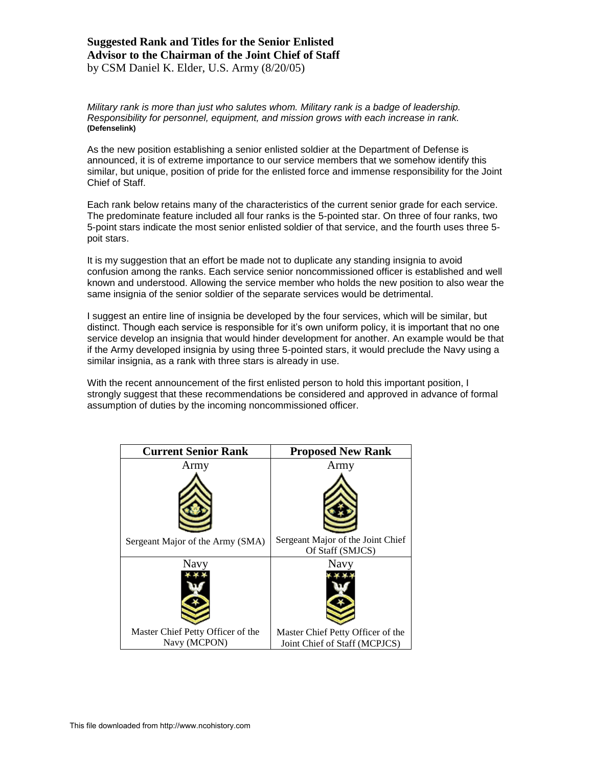**Suggested Rank and Titles for the Senior Enlisted Advisor to the Chairman of the Joint Chief of Staff**
by CSM Daniel K. Elder, U.S. Army (8/20/05)

*Military rank is more than just who salutes whom. Military rank is a badge of leadership. Responsibility for personnel, equipment, and mission grows with each increase in rank.*
**(Defenselink)**

As the new position establishing a senior enlisted soldier at the Department of Defense is announced, it is of extreme importance to our service members that we somehow identify this similar, but unique, position of pride for the enlisted force and immense responsibility for the Joint Chief of Staff.

Each rank below retains many of the characteristics of the current senior grade for each service. The predominate feature included all four ranks is the 5-pointed star. On three of four ranks, two 5-point stars indicate the most senior enlisted soldier of that service, and the fourth uses three 5-poit stars.

It is my suggestion that an effort be made not to duplicate any standing insignia to avoid confusion among the ranks. Each service senior noncommissioned officer is established and well known and understood. Allowing the service member who holds the new position to also wear the same insignia of the senior soldier of the separate services would be detrimental.

I suggest an entire line of insignia be developed by the four services, which will be similar, but distinct. Though each service is responsible for it's own uniform policy, it is important that no one service develop an insignia that would hinder development for another. An example would be that if the Army developed insignia by using three 5-pointed stars, it would preclude the Navy using a similar insignia, as a rank with three stars is already in use.

With the recent announcement of the first enlisted person to hold this important position, I strongly suggest that these recommendations be considered and approved in advance of formal assumption of duties by the incoming noncommissioned officer.

| Current Senior Rank | Proposed New Rank |
|---|---|
| Army<br>Sergeant Major of the Army (SMA) | Army<br>Sergeant Major of the Joint Chief Of Staff (SMJCS) |
| Navy<br>Master Chief Petty Officer of the Navy (MCPON) | Navy<br>Master Chief Petty Officer of the Joint Chief of Staff (MCPJCS) |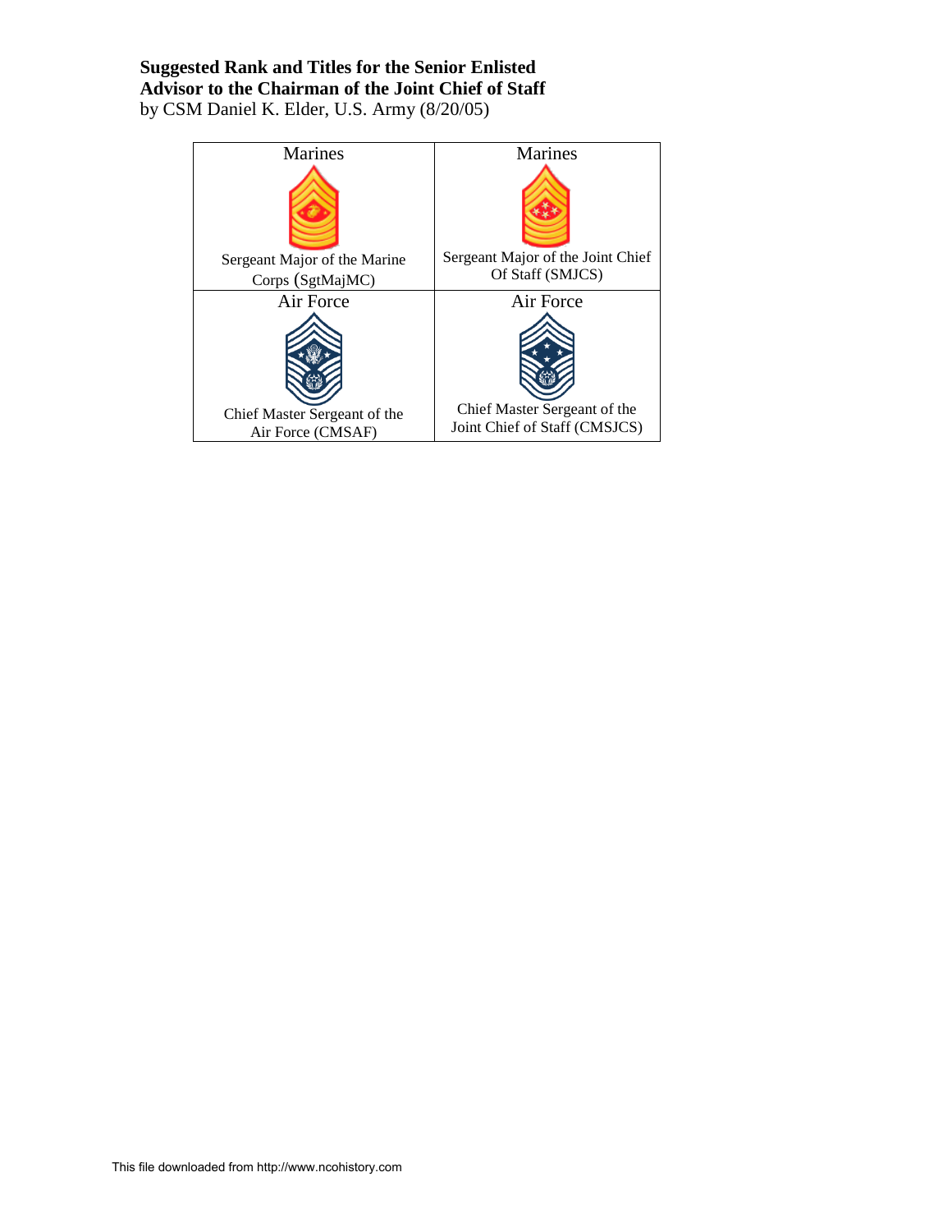**Suggested Rank and Titles for the Senior Enlisted Advisor to the Chairman of the Joint Chief of Staff**
by CSM Daniel K. Elder, U.S. Army (8/20/05)

| Marines | Marines |
| --- | --- |
| Sergeant Major of the Marine Corps (SgtMajMC) | Sergeant Major of the Joint Chief Of Staff (SMJCS) |
| Air Force | Air Force |
| Chief Master Sergeant of the Air Force (CMSAF) | Chief Master Sergeant of the Joint Chief of Staff (CMSJCS) |

This file downloaded from http://www.ncohistory.com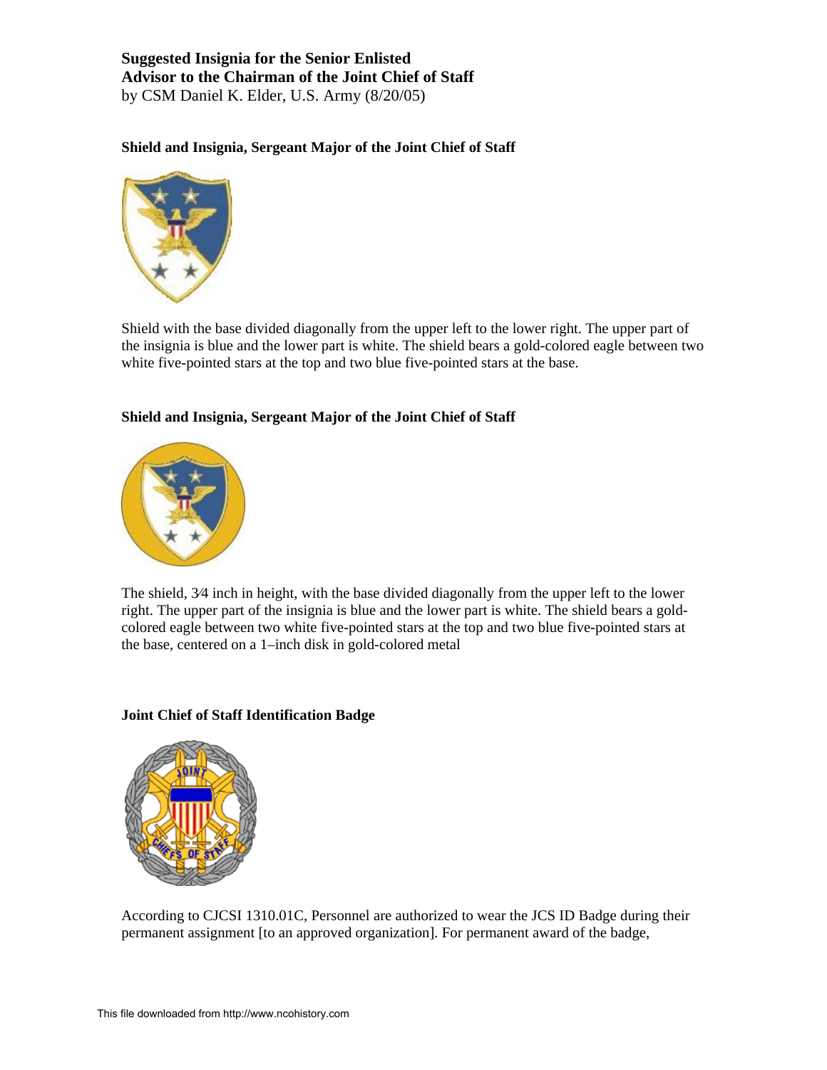**Suggested Insignia for the Senior Enlisted Advisor to the Chairman of the Joint Chief of Staff**
by CSM Daniel K. Elder, U.S. Army (8/20/05)

**Shield and Insignia, Sergeant Major of the Joint Chief of Staff**

Shield with the base divided diagonally from the upper left to the lower right. The upper part of the insignia is blue and the lower part is white. The shield bears a gold-colored eagle between two white five-pointed stars at the top and two blue five-pointed stars at the base.

**Shield and Insignia, Sergeant Major of the Joint Chief of Staff**

The shield, 3⁄4 inch in height, with the base divided diagonally from the upper left to the lower right. The upper part of the insignia is blue and the lower part is white. The shield bears a gold-colored eagle between two white five-pointed stars at the top and two blue five-pointed stars at the base, centered on a 1–inch disk in gold-colored metal

**Joint Chief of Staff Identification Badge**

According to CJCSI 1310.01C, Personnel are authorized to wear the JCS ID Badge during their permanent assignment [to an approved organization]. For permanent award of the badge,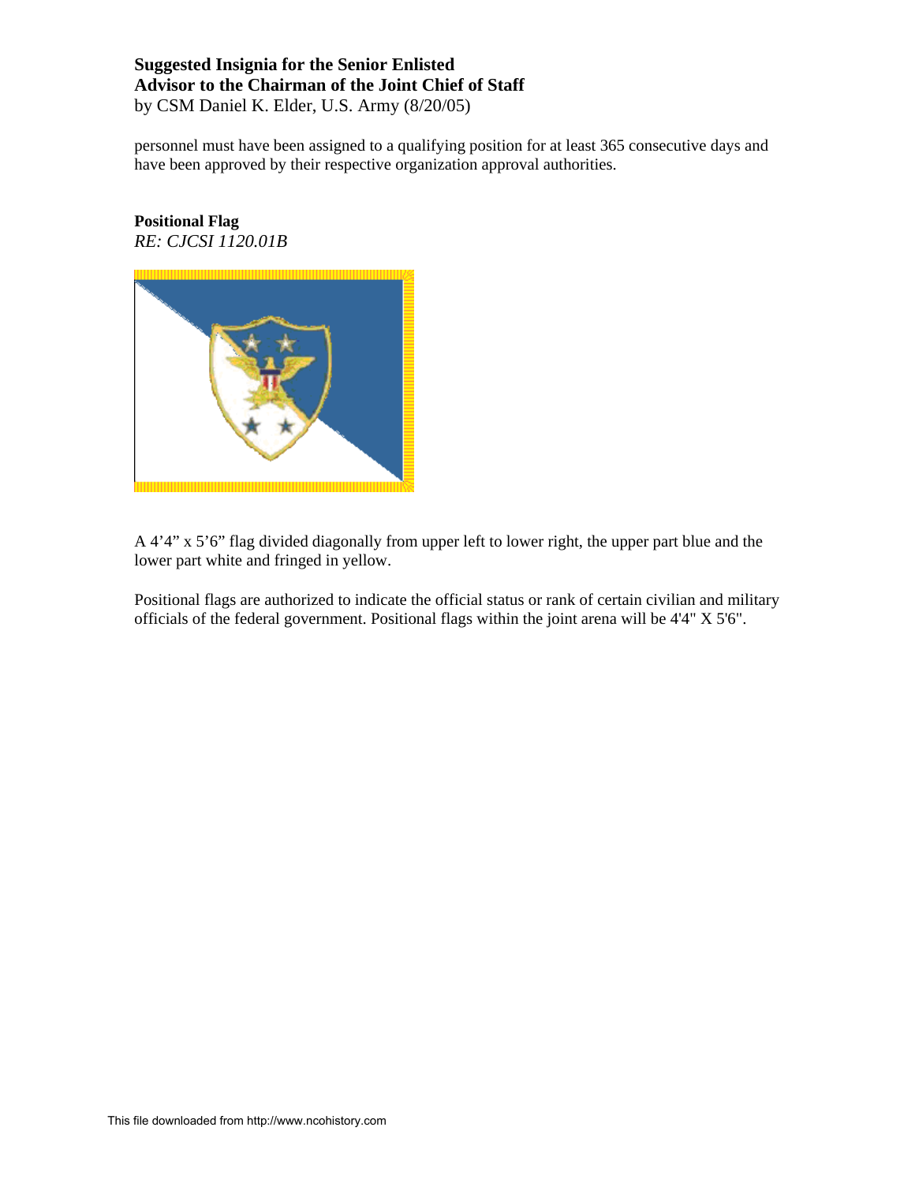personnel must have been assigned to a qualifying position for at least 365 consecutive days and have been approved by their respective organization approval authorities.

**Positional Flag**
*RE: CJCSI 1120.01B*

A 4’4” x 5’6” flag divided diagonally from upper left to lower right, the upper part blue and the lower part white and fringed in yellow.

Positional flags are authorized to indicate the official status or rank of certain civilian and military officials of the federal government. Positional flags within the joint arena will be 4'4" X 5'6".